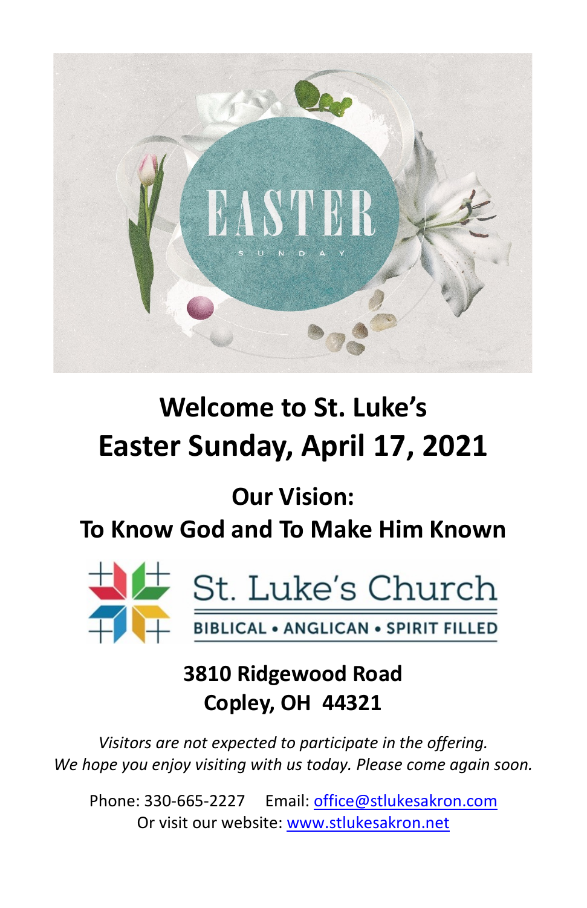# Welcome to St. Luke's
# Easter Sunday, April 17, 2021

## Our Vision:
## To Know God and To Make Him Known

St. Luke's Church

BIBLICAL • ANGLICAN • SPIRIT FILLED

**3810 Ridgewood Road**
**Copley, OH 44321**

*Visitors are not expected to participate in the offering.*
*We hope you enjoy visiting with us today. Please come again soon.*

Phone: 330-665-2227 Email: office@stlukesakron.com
Or visit our website: www.stlukesakron.net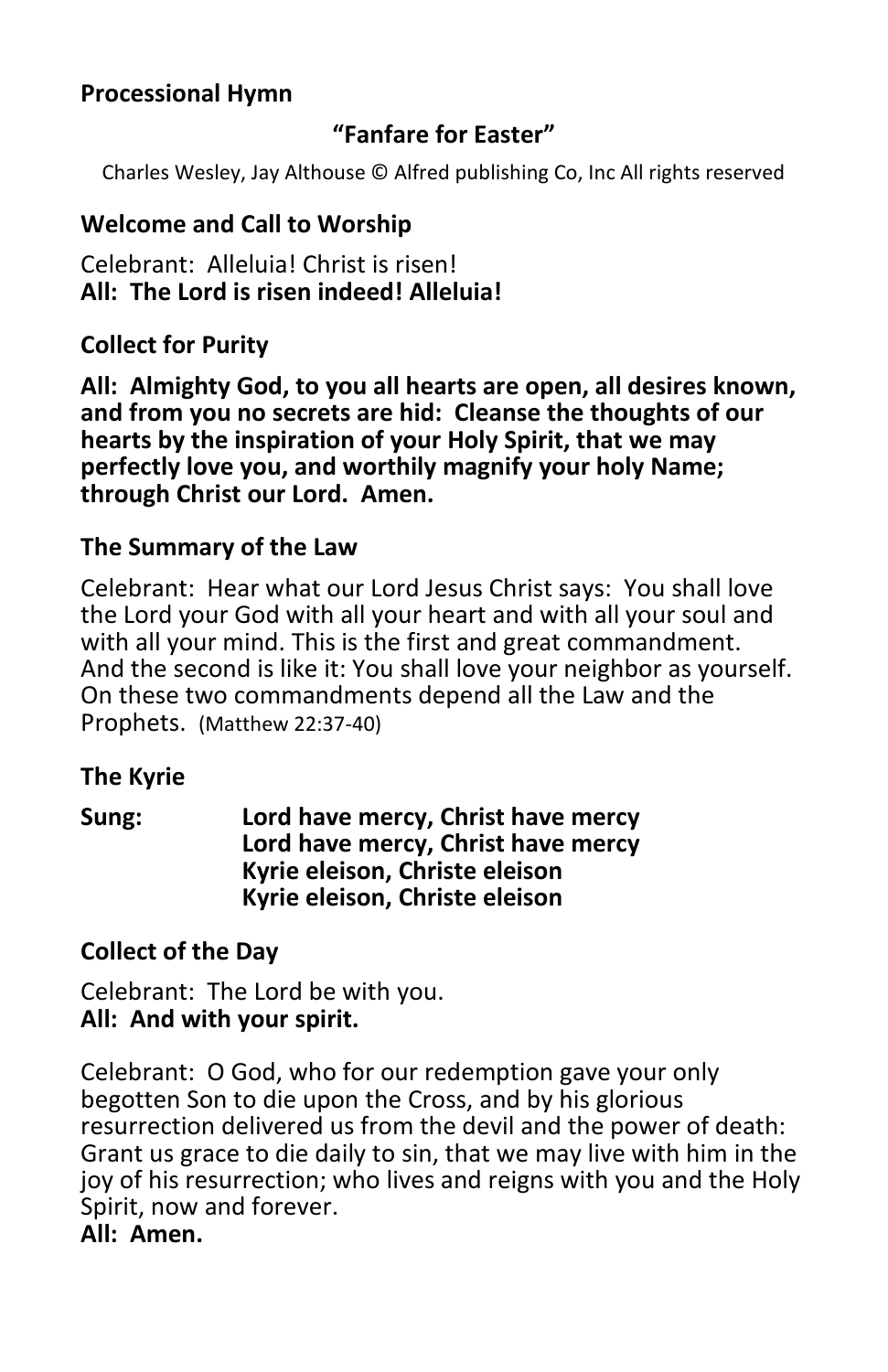**Processional Hymn**

**"Fanfare for Easter"**

Charles Wesley, Jay Althouse © Alfred publishing Co, Inc All rights reserved

**Welcome and Call to Worship**

Celebrant: Alleluia! Christ is risen!
**All: The Lord is risen indeed! Alleluia!**

**Collect for Purity**

**All: Almighty God, to you all hearts are open, all desires known, and from you no secrets are hid: Cleanse the thoughts of our hearts by the inspiration of your Holy Spirit, that we may perfectly love you, and worthily magnify your holy Name; through Christ our Lord. Amen.**

**The Summary of the Law**

Celebrant: Hear what our Lord Jesus Christ says: You shall love the Lord your God with all your heart and with all your soul and with all your mind. This is the first and great commandment. And the second is like it: You shall love your neighbor as yourself. On these two commandments depend all the Law and the Prophets. (Matthew 22:37-40)

**The Kyrie**

**Sung:** **Lord have mercy, Christ have mercy**
**Lord have mercy, Christ have mercy**
**Kyrie eleison, Christe eleison**
**Kyrie eleison, Christe eleison**

**Collect of the Day**

Celebrant: The Lord be with you.
**All: And with your spirit.**

Celebrant: O God, who for our redemption gave your only begotten Son to die upon the Cross, and by his glorious resurrection delivered us from the devil and the power of death: Grant us grace to die daily to sin, that we may live with him in the joy of his resurrection; who lives and reigns with you and the Holy Spirit, now and forever.
**All: Amen.**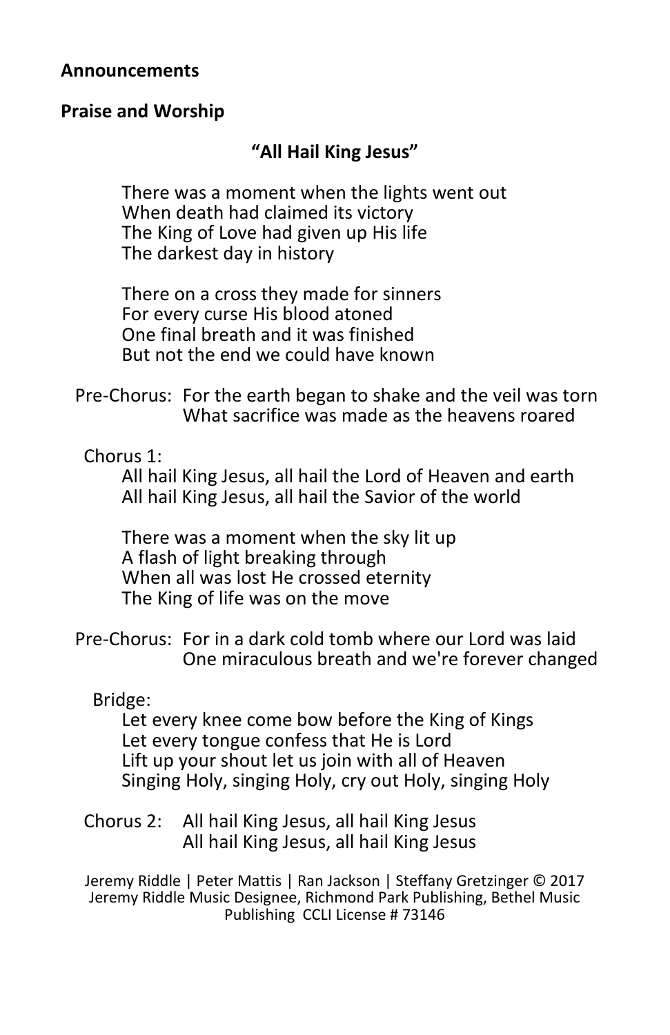**Announcements**

**Praise and Worship**

**"All Hail King Jesus"**

There was a moment when the lights went out
When death had claimed its victory
The King of Love had given up His life
The darkest day in history

There on a cross they made for sinners
For every curse His blood atoned
One final breath and it was finished
But not the end we could have known

Pre-Chorus: For the earth began to shake and the veil was torn
What sacrifice was made as the heavens roared

Chorus 1:
All hail King Jesus, all hail the Lord of Heaven and earth
All hail King Jesus, all hail the Savior of the world

There was a moment when the sky lit up
A flash of light breaking through
When all was lost He crossed eternity
The King of life was on the move

Pre-Chorus: For in a dark cold tomb where our Lord was laid
One miraculous breath and we're forever changed

Bridge:
Let every knee come bow before the King of Kings
Let every tongue confess that He is Lord
Lift up your shout let us join with all of Heaven
Singing Holy, singing Holy, cry out Holy, singing Holy

Chorus 2: All hail King Jesus, all hail King Jesus
All hail King Jesus, all hail King Jesus

Jeremy Riddle | Peter Mattis | Ran Jackson | Steffany Gretzinger © 2017
Jeremy Riddle Music Designee, Richmond Park Publishing, Bethel Music Publishing CCLI License # 73146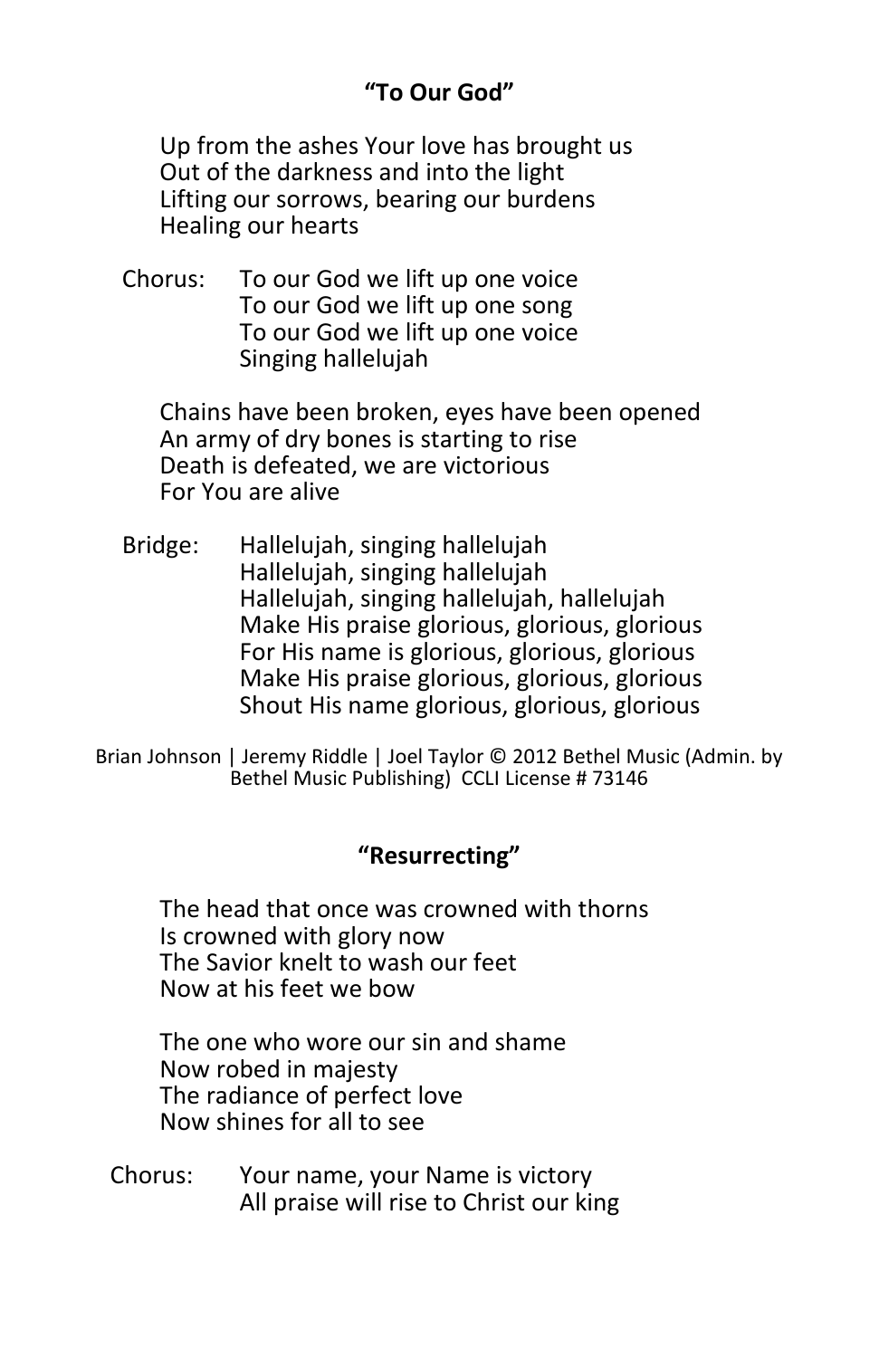## "To Our God"

Up from the ashes Your love has brought us
Out of the darkness and into the light
Lifting our sorrows, bearing our burdens
Healing our hearts

Chorus: To our God we lift up one voice
To our God we lift up one song
To our God we lift up one voice
Singing hallelujah

Chains have been broken, eyes have been opened
An army of dry bones is starting to rise
Death is defeated, we are victorious
For You are alive

Bridge: Hallelujah, singing hallelujah
Hallelujah, singing hallelujah
Hallelujah, singing hallelujah, hallelujah
Make His praise glorious, glorious, glorious
For His name is glorious, glorious, glorious
Make His praise glorious, glorious, glorious
Shout His name glorious, glorious, glorious

Brian Johnson | Jeremy Riddle | Joel Taylor © 2012 Bethel Music (Admin. by Bethel Music Publishing) CCLI License # 73146

## "Resurrecting"

The head that once was crowned with thorns
Is crowned with glory now
The Savior knelt to wash our feet
Now at his feet we bow

The one who wore our sin and shame
Now robed in majesty
The radiance of perfect love
Now shines for all to see

Chorus: Your name, your Name is victory
All praise will rise to Christ our king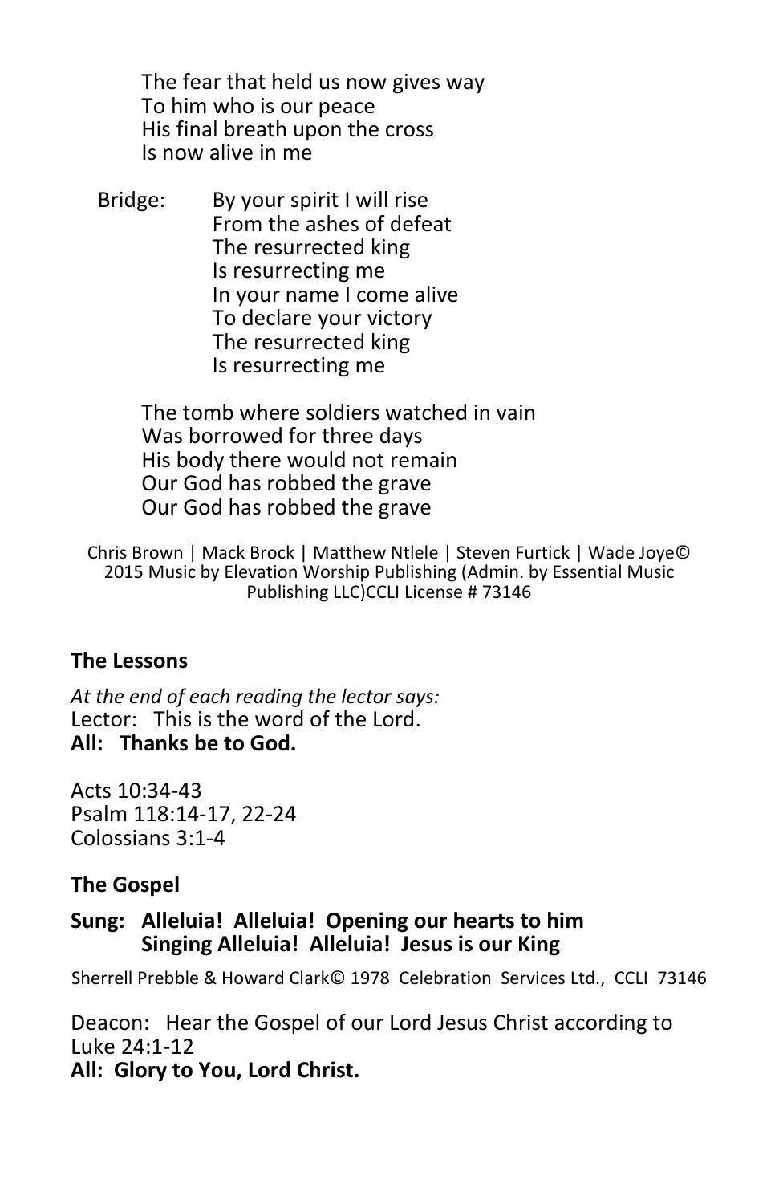The fear that held us now gives way
To him who is our peace
His final breath upon the cross
Is now alive in me

Bridge: By your spirit I will rise
From the ashes of defeat
The resurrected king
Is resurrecting me
In your name I come alive
To declare your victory
The resurrected king
Is resurrecting me

The tomb where soldiers watched in vain
Was borrowed for three days
His body there would not remain
Our God has robbed the grave
Our God has robbed the grave

Chris Brown | Mack Brock | Matthew Ntlele | Steven Furtick | Wade Joye© 2015 Music by Elevation Worship Publishing (Admin. by Essential Music Publishing LLC)CCLI License # 73146

**The Lessons**

*At the end of each reading the lector says:*
Lector: This is the word of the Lord.
**All: Thanks be to God.**

Acts 10:34-43
Psalm 118:14-17, 22-24
Colossians 3:1-4

**The Gospel**

**Sung: Alleluia! Alleluia! Opening our hearts to him
Singing Alleluia! Alleluia! Jesus is our King**

Sherrell Prebble & Howard Clark© 1978 Celebration Services Ltd., CCLI 73146

Deacon: Hear the Gospel of our Lord Jesus Christ according to Luke 24:1-12
**All: Glory to You, Lord Christ.**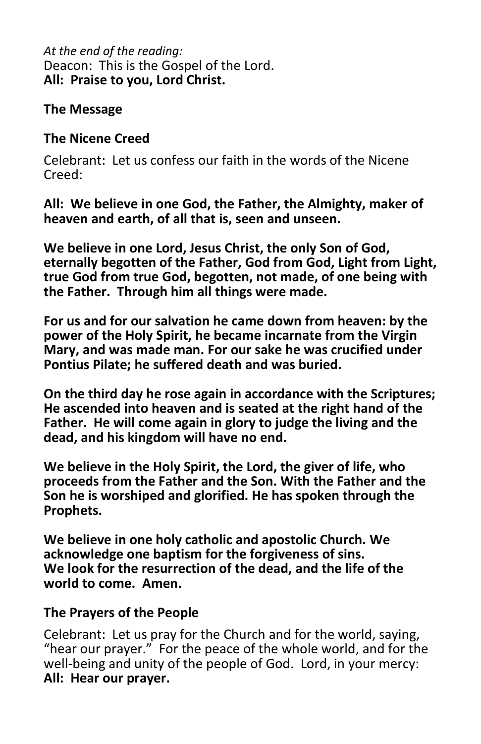*At the end of the reading:*
Deacon: This is the Gospel of the Lord.
**All: Praise to you, Lord Christ.**

**The Message**

**The Nicene Creed**

Celebrant: Let us confess our faith in the words of the Nicene Creed:

**All: We believe in one God, the Father, the Almighty, maker of heaven and earth, of all that is, seen and unseen.**

**We believe in one Lord, Jesus Christ, the only Son of God, eternally begotten of the Father, God from God, Light from Light, true God from true God, begotten, not made, of one being with the Father. Through him all things were made.**

**For us and for our salvation he came down from heaven: by the power of the Holy Spirit, he became incarnate from the Virgin Mary, and was made man. For our sake he was crucified under Pontius Pilate; he suffered death and was buried.**

**On the third day he rose again in accordance with the Scriptures; He ascended into heaven and is seated at the right hand of the Father. He will come again in glory to judge the living and the dead, and his kingdom will have no end.**

**We believe in the Holy Spirit, the Lord, the giver of life, who proceeds from the Father and the Son. With the Father and the Son he is worshiped and glorified. He has spoken through the Prophets.**

**We believe in one holy catholic and apostolic Church. We acknowledge one baptism for the forgiveness of sins.
We look for the resurrection of the dead, and the life of the world to come. Amen.**

**The Prayers of the People**

Celebrant: Let us pray for the Church and for the world, saying, "hear our prayer." For the peace of the whole world, and for the well-being and unity of the people of God. Lord, in your mercy:
**All: Hear our prayer.**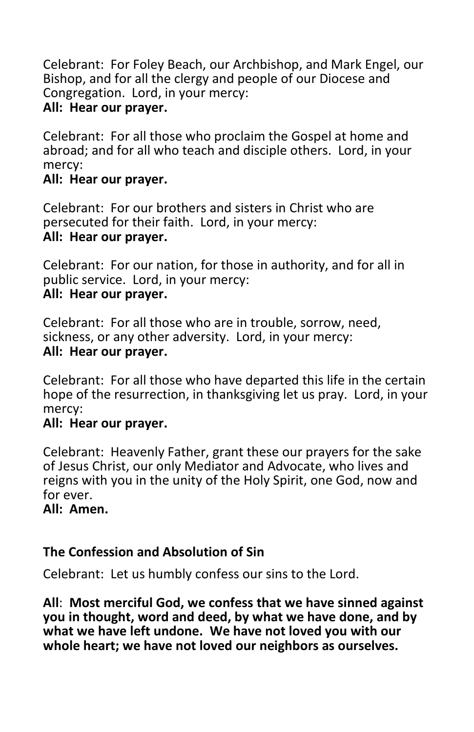Celebrant: For Foley Beach, our Archbishop, and Mark Engel, our Bishop, and for all the clergy and people of our Diocese and Congregation. Lord, in your mercy:
**All: Hear our prayer.**

Celebrant: For all those who proclaim the Gospel at home and abroad; and for all who teach and disciple others. Lord, in your mercy:
**All: Hear our prayer.**

Celebrant: For our brothers and sisters in Christ who are persecuted for their faith. Lord, in your mercy:
**All: Hear our prayer.**

Celebrant: For our nation, for those in authority, and for all in public service. Lord, in your mercy:
**All: Hear our prayer.**

Celebrant: For all those who are in trouble, sorrow, need, sickness, or any other adversity. Lord, in your mercy:
**All: Hear our prayer.**

Celebrant: For all those who have departed this life in the certain hope of the resurrection, in thanksgiving let us pray. Lord, in your mercy:
**All: Hear our prayer.**

Celebrant: Heavenly Father, grant these our prayers for the sake of Jesus Christ, our only Mediator and Advocate, who lives and reigns with you in the unity of the Holy Spirit, one God, now and for ever.
**All: Amen.**

**The Confession and Absolution of Sin**

Celebrant: Let us humbly confess our sins to the Lord.

**All**: **Most merciful God, we confess that we have sinned against you in thought, word and deed, by what we have done, and by what we have left undone. We have not loved you with our whole heart; we have not loved our neighbors as ourselves.**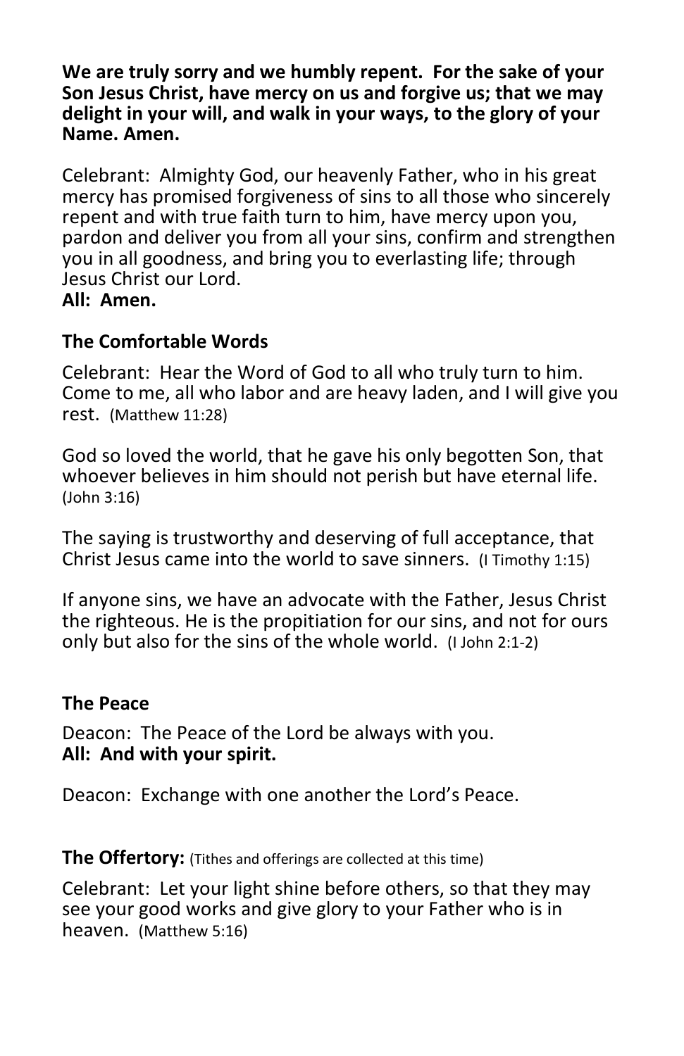**We are truly sorry and we humbly repent. For the sake of your Son Jesus Christ, have mercy on us and forgive us; that we may delight in your will, and walk in your ways, to the glory of your Name. Amen.**

Celebrant: Almighty God, our heavenly Father, who in his great mercy has promised forgiveness of sins to all those who sincerely repent and with true faith turn to him, have mercy upon you, pardon and deliver you from all your sins, confirm and strengthen you in all goodness, and bring you to everlasting life; through Jesus Christ our Lord.
**All: Amen.**

### The Comfortable Words

Celebrant: Hear the Word of God to all who truly turn to him. Come to me, all who labor and are heavy laden, and I will give you rest. (Matthew 11:28)

God so loved the world, that he gave his only begotten Son, that whoever believes in him should not perish but have eternal life. (John 3:16)

The saying is trustworthy and deserving of full acceptance, that Christ Jesus came into the world to save sinners. (I Timothy 1:15)

If anyone sins, we have an advocate with the Father, Jesus Christ the righteous. He is the propitiation for our sins, and not for ours only but also for the sins of the whole world. (I John 2:1-2)

### The Peace

Deacon: The Peace of the Lord be always with you.
**All: And with your spirit.**

Deacon: Exchange with one another the Lord's Peace.

**The Offertory:** (Tithes and offerings are collected at this time)

Celebrant: Let your light shine before others, so that they may see your good works and give glory to your Father who is in heaven. (Matthew 5:16)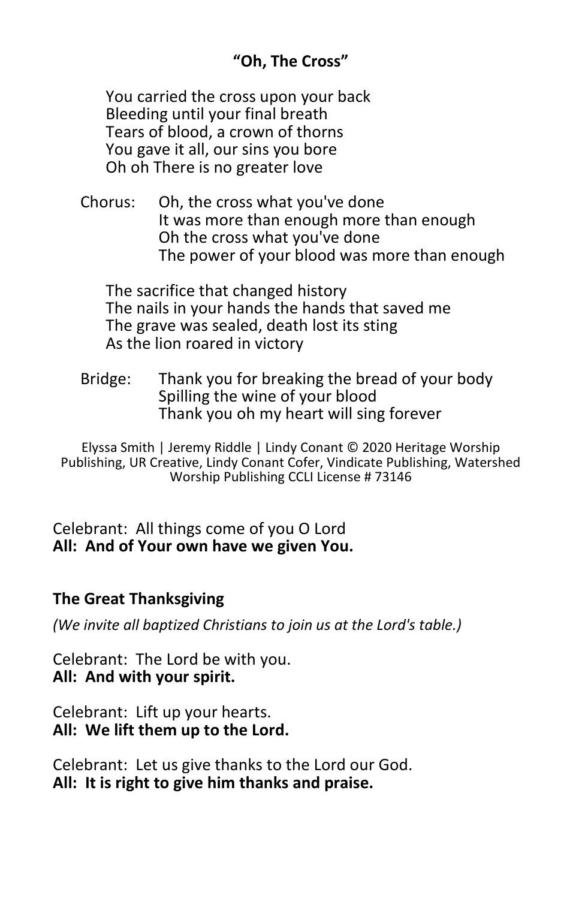**"Oh, The Cross"**

You carried the cross upon your back
Bleeding until your final breath
Tears of blood, a crown of thorns
You gave it all, our sins you bore
Oh oh There is no greater love

Chorus: Oh, the cross what you've done
It was more than enough more than enough
Oh the cross what you've done
The power of your blood was more than enough

The sacrifice that changed history
The nails in your hands the hands that saved me
The grave was sealed, death lost its sting
As the lion roared in victory

Bridge: Thank you for breaking the bread of your body
Spilling the wine of your blood
Thank you oh my heart will sing forever

Elyssa Smith | Jeremy Riddle | Lindy Conant © 2020 Heritage Worship Publishing, UR Creative, Lindy Conant Cofer, Vindicate Publishing, Watershed Worship Publishing CCLI License # 73146

Celebrant: All things come of you O Lord
**All: And of Your own have we given You.**

**The Great Thanksgiving**

*(We invite all baptized Christians to join us at the Lord's table.)*

Celebrant: The Lord be with you.
**All: And with your spirit.**

Celebrant: Lift up your hearts.
**All: We lift them up to the Lord.**

Celebrant: Let us give thanks to the Lord our God.
**All: It is right to give him thanks and praise.**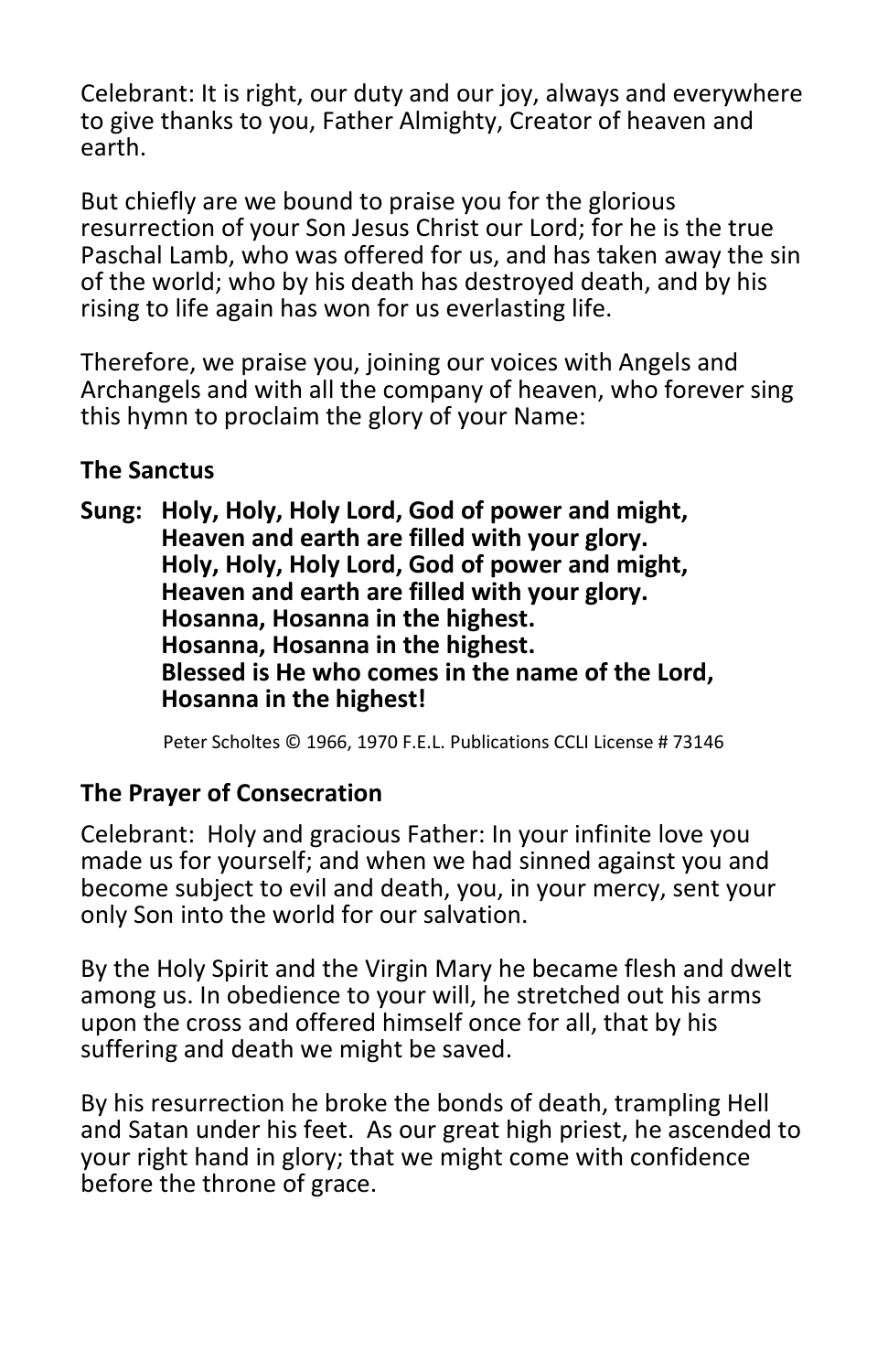Celebrant: It is right, our duty and our joy, always and everywhere to give thanks to you, Father Almighty, Creator of heaven and earth.

But chiefly are we bound to praise you for the glorious resurrection of your Son Jesus Christ our Lord; for he is the true Paschal Lamb, who was offered for us, and has taken away the sin of the world; who by his death has destroyed death, and by his rising to life again has won for us everlasting life.

Therefore, we praise you, joining our voices with Angels and Archangels and with all the company of heaven, who forever sing this hymn to proclaim the glory of your Name:

**The Sanctus**

**Sung: Holy, Holy, Holy Lord, God of power and might,**
**Heaven and earth are filled with your glory.**
**Holy, Holy, Holy Lord, God of power and might,**
**Heaven and earth are filled with your glory.**
**Hosanna, Hosanna in the highest.**
**Hosanna, Hosanna in the highest.**
**Blessed is He who comes in the name of the Lord,**
**Hosanna in the highest!**

Peter Scholtes © 1966, 1970 F.E.L. Publications CCLI License # 73146

**The Prayer of Consecration**

Celebrant: Holy and gracious Father: In your infinite love you made us for yourself; and when we had sinned against you and become subject to evil and death, you, in your mercy, sent your only Son into the world for our salvation.

By the Holy Spirit and the Virgin Mary he became flesh and dwelt among us. In obedience to your will, he stretched out his arms upon the cross and offered himself once for all, that by his suffering and death we might be saved.

By his resurrection he broke the bonds of death, trampling Hell and Satan under his feet. As our great high priest, he ascended to your right hand in glory; that we might come with confidence before the throne of grace.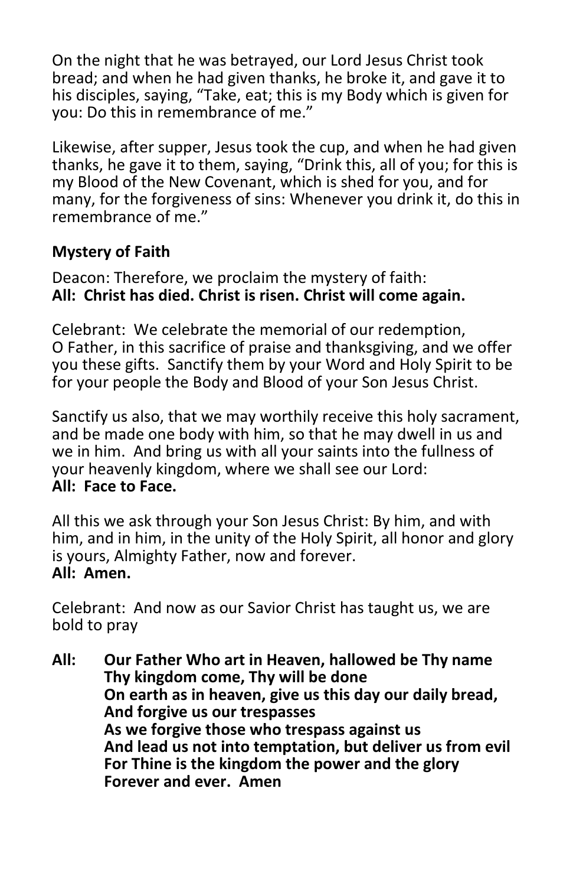On the night that he was betrayed, our Lord Jesus Christ took bread; and when he had given thanks, he broke it, and gave it to his disciples, saying, “Take, eat; this is my Body which is given for you: Do this in remembrance of me.”

Likewise, after supper, Jesus took the cup, and when he had given thanks, he gave it to them, saying, “Drink this, all of you; for this is my Blood of the New Covenant, which is shed for you, and for many, for the forgiveness of sins: Whenever you drink it, do this in remembrance of me.”

**Mystery of Faith**

Deacon: Therefore, we proclaim the mystery of faith:
**All: Christ has died. Christ is risen. Christ will come again.**

Celebrant: We celebrate the memorial of our redemption, O Father, in this sacrifice of praise and thanksgiving, and we offer you these gifts. Sanctify them by your Word and Holy Spirit to be for your people the Body and Blood of your Son Jesus Christ.

Sanctify us also, that we may worthily receive this holy sacrament, and be made one body with him, so that he may dwell in us and we in him. And bring us with all your saints into the fullness of your heavenly kingdom, where we shall see our Lord:
**All: Face to Face.**

All this we ask through your Son Jesus Christ: By him, and with him, and in him, in the unity of the Holy Spirit, all honor and glory is yours, Almighty Father, now and forever.
**All: Amen.**

Celebrant: And now as our Savior Christ has taught us, we are bold to pray

**All: Our Father Who art in Heaven, hallowed be Thy name**
**Thy kingdom come, Thy will be done**
**On earth as in heaven, give us this day our daily bread,**
**And forgive us our trespasses**
**As we forgive those who trespass against us**
**And lead us not into temptation, but deliver us from evil**
**For Thine is the kingdom the power and the glory**
**Forever and ever. Amen**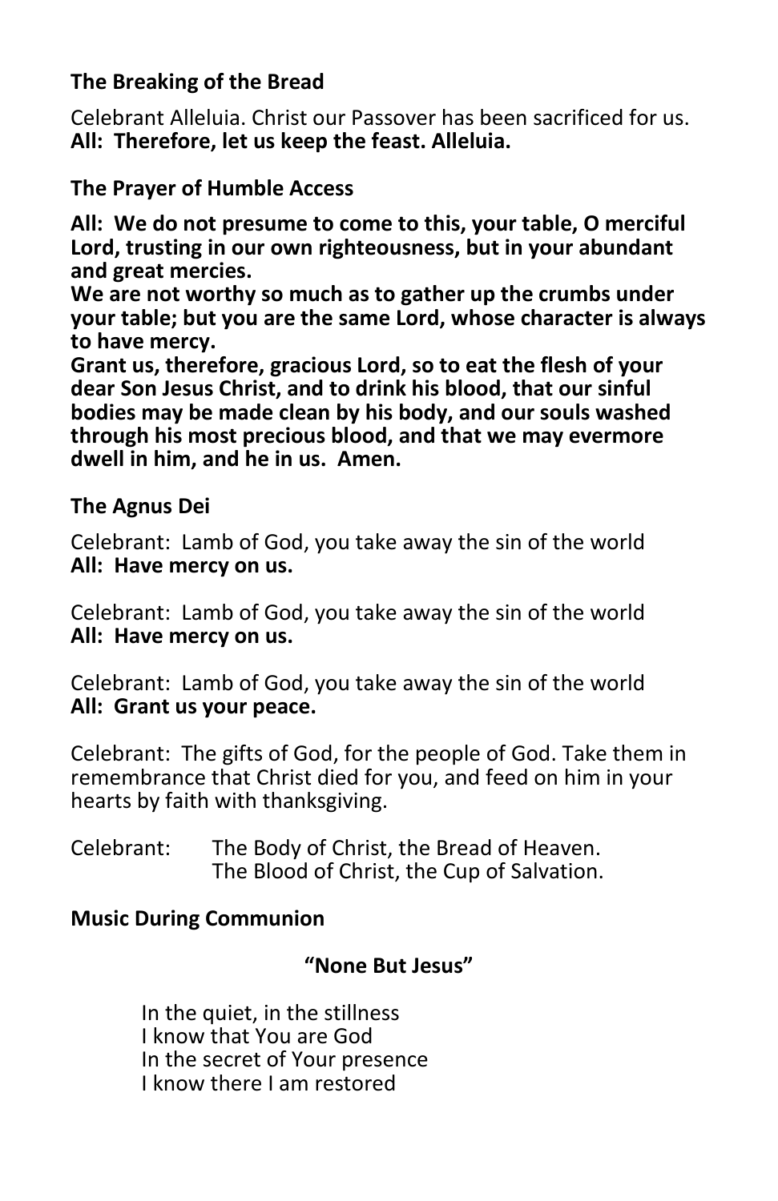**The Breaking of the Bread**

Celebrant Alleluia. Christ our Passover has been sacrificed for us.
**All: Therefore, let us keep the feast. Alleluia.**

**The Prayer of Humble Access**

**All: We do not presume to come to this, your table, O merciful Lord, trusting in our own righteousness, but in your abundant and great mercies.**
**We are not worthy so much as to gather up the crumbs under your table; but you are the same Lord, whose character is always to have mercy.**
**Grant us, therefore, gracious Lord, so to eat the flesh of your dear Son Jesus Christ, and to drink his blood, that our sinful bodies may be made clean by his body, and our souls washed through his most precious blood, and that we may evermore dwell in him, and he in us. Amen.**

**The Agnus Dei**

Celebrant: Lamb of God, you take away the sin of the world
**All: Have mercy on us.**

Celebrant: Lamb of God, you take away the sin of the world
**All: Have mercy on us.**

Celebrant: Lamb of God, you take away the sin of the world
**All: Grant us your peace.**

Celebrant: The gifts of God, for the people of God. Take them in remembrance that Christ died for you, and feed on him in your hearts by faith with thanksgiving.

Celebrant: The Body of Christ, the Bread of Heaven.
The Blood of Christ, the Cup of Salvation.

**Music During Communion**

**"None But Jesus"**

In the quiet, in the stillness
I know that You are God
In the secret of Your presence
I know there I am restored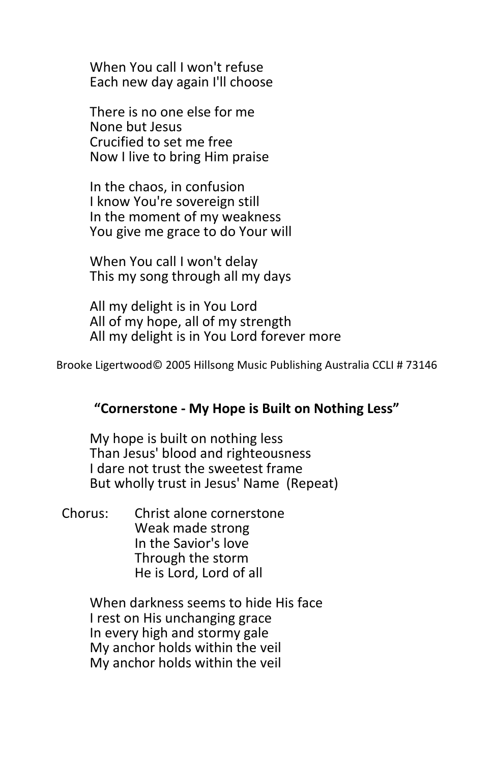When You call I won't refuse
Each new day again I'll choose

There is no one else for me
None but Jesus
Crucified to set me free
Now I live to bring Him praise

In the chaos, in confusion
I know You're sovereign still
In the moment of my weakness
You give me grace to do Your will

When You call I won't delay
This my song through all my days

All my delight is in You Lord
All of my hope, all of my strength
All my delight is in You Lord forever more

Brooke Ligertwood© 2005 Hillsong Music Publishing Australia CCLI # 73146

## **"Cornerstone - My Hope is Built on Nothing Less"**

My hope is built on nothing less
Than Jesus' blood and righteousness
I dare not trust the sweetest frame
But wholly trust in Jesus' Name (Repeat)

Chorus: Christ alone cornerstone
Weak made strong
In the Savior's love
Through the storm
He is Lord, Lord of all

When darkness seems to hide His face
I rest on His unchanging grace
In every high and stormy gale
My anchor holds within the veil
My anchor holds within the veil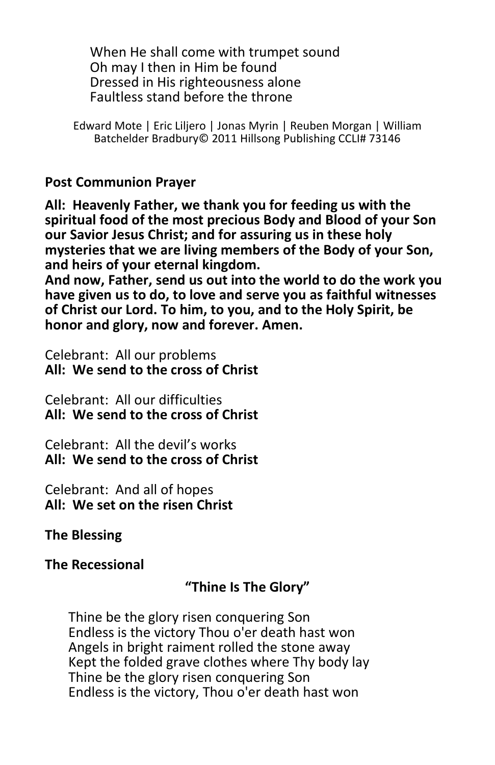When He shall come with trumpet sound
Oh may I then in Him be found
Dressed in His righteousness alone
Faultless stand before the throne

Edward Mote | Eric Liljero | Jonas Myrin | Reuben Morgan | William Batchelder Bradbury© 2011 Hillsong Publishing CCLI# 73146

**Post Communion Prayer**

**All: Heavenly Father, we thank you for feeding us with the spiritual food of the most precious Body and Blood of your Son our Savior Jesus Christ; and for assuring us in these holy mysteries that we are living members of the Body of your Son, and heirs of your eternal kingdom.**
**And now, Father, send us out into the world to do the work you have given us to do, to love and serve you as faithful witnesses of Christ our Lord. To him, to you, and to the Holy Spirit, be honor and glory, now and forever. Amen.**

Celebrant: All our problems
**All: We send to the cross of Christ**

Celebrant: All our difficulties
**All: We send to the cross of Christ**

Celebrant: All the devil's works
**All: We send to the cross of Christ**

Celebrant: And all of hopes
**All: We set on the risen Christ**

**The Blessing**

**The Recessional**

**"Thine Is The Glory"**

Thine be the glory risen conquering Son
Endless is the victory Thou o'er death hast won
Angels in bright raiment rolled the stone away
Kept the folded grave clothes where Thy body lay
Thine be the glory risen conquering Son
Endless is the victory, Thou o'er death hast won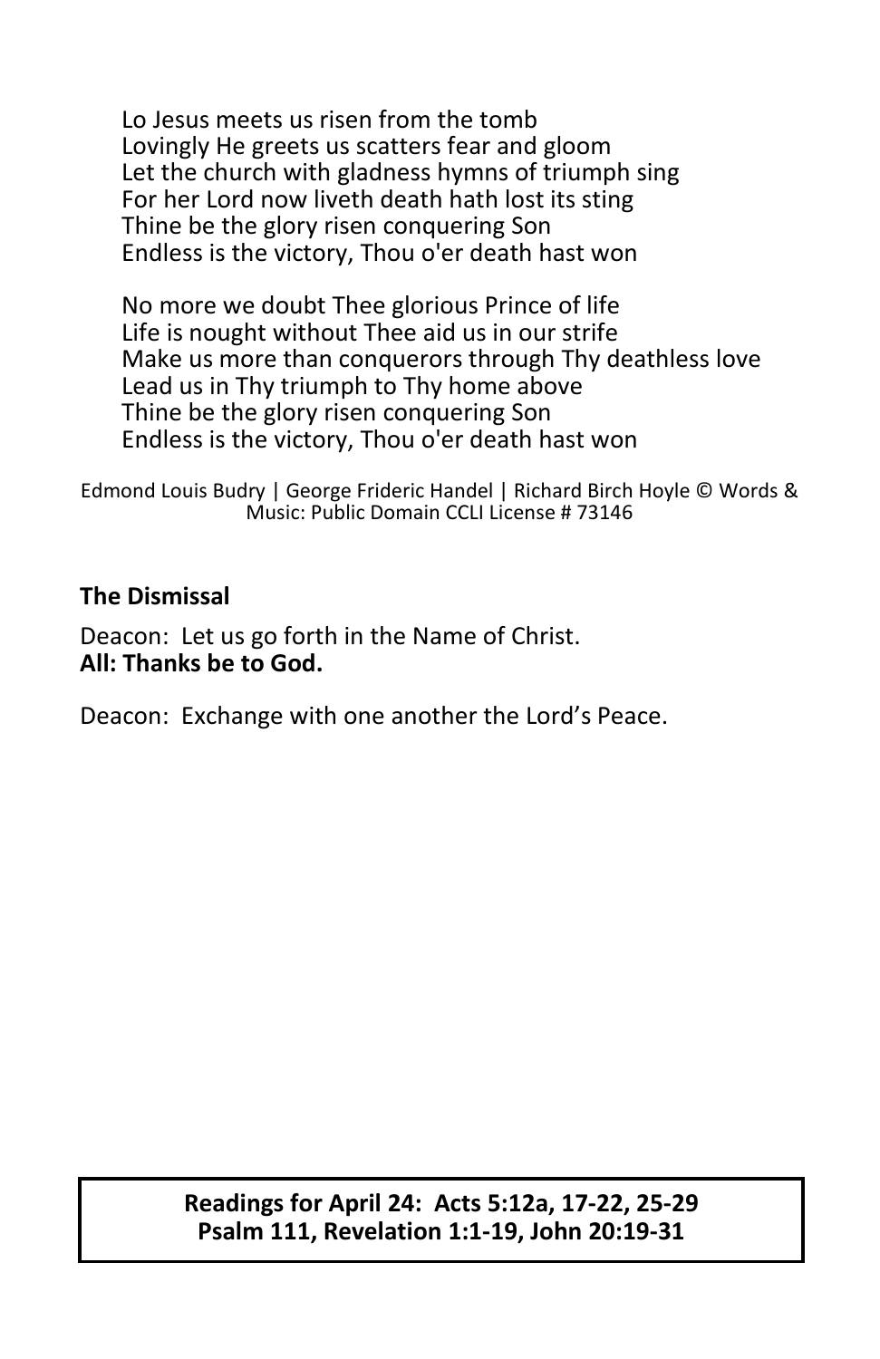Lo Jesus meets us risen from the tomb  
Lovingly He greets us scatters fear and gloom  
Let the church with gladness hymns of triumph sing  
For her Lord now liveth death hath lost its sting  
Thine be the glory risen conquering Son  
Endless is the victory, Thou o'er death hast won

No more we doubt Thee glorious Prince of life  
Life is nought without Thee aid us in our strife  
Make us more than conquerors through Thy deathless love  
Lead us in Thy triumph to Thy home above  
Thine be the glory risen conquering Son  
Endless is the victory, Thou o'er death hast won

Edmond Louis Budry | George Frideric Handel | Richard Birch Hoyle © Words & Music: Public Domain CCLI License # 73146

**The Dismissal**

Deacon: Let us go forth in the Name of Christ.  
**All: Thanks be to God.**

Deacon: Exchange with one another the Lord's Peace.

**Readings for April 24: Acts 5:12a, 17-22, 25-29**  
**Psalm 111, Revelation 1:1-19, John 20:19-31**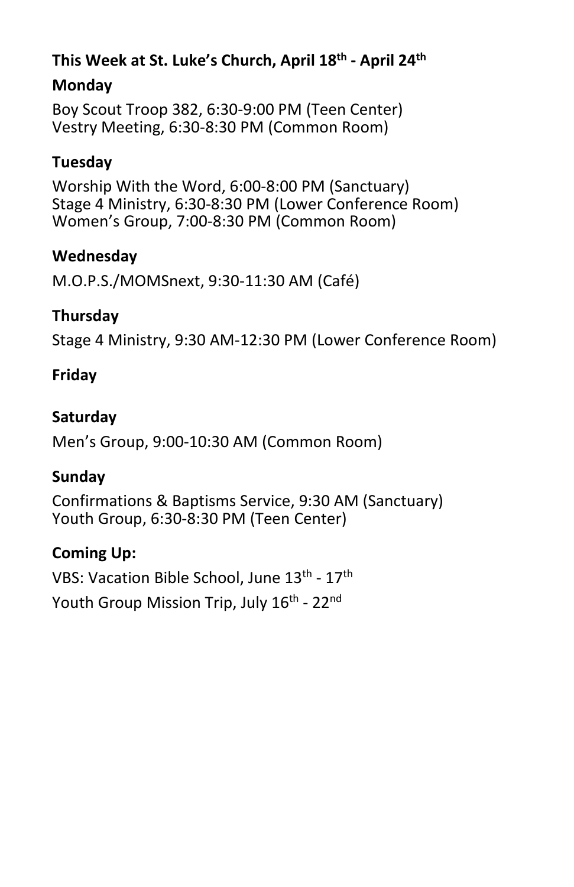**This Week at St. Luke's Church, April 18th - April 24th**

**Monday**

Boy Scout Troop 382, 6:30-9:00 PM (Teen Center)
Vestry Meeting, 6:30-8:30 PM (Common Room)

**Tuesday**

Worship With the Word, 6:00-8:00 PM (Sanctuary)
Stage 4 Ministry, 6:30-8:30 PM (Lower Conference Room)
Women's Group, 7:00-8:30 PM (Common Room)

**Wednesday**

M.O.P.S./MOMSnext, 9:30-11:30 AM (Café)

**Thursday**

Stage 4 Ministry, 9:30 AM-12:30 PM (Lower Conference Room)

**Friday**

**Saturday**

Men's Group, 9:00-10:30 AM (Common Room)

**Sunday**

Confirmations & Baptisms Service, 9:30 AM (Sanctuary)
Youth Group, 6:30-8:30 PM (Teen Center)

**Coming Up:**

VBS: Vacation Bible School, June 13th - 17th

Youth Group Mission Trip, July 16th - 22nd